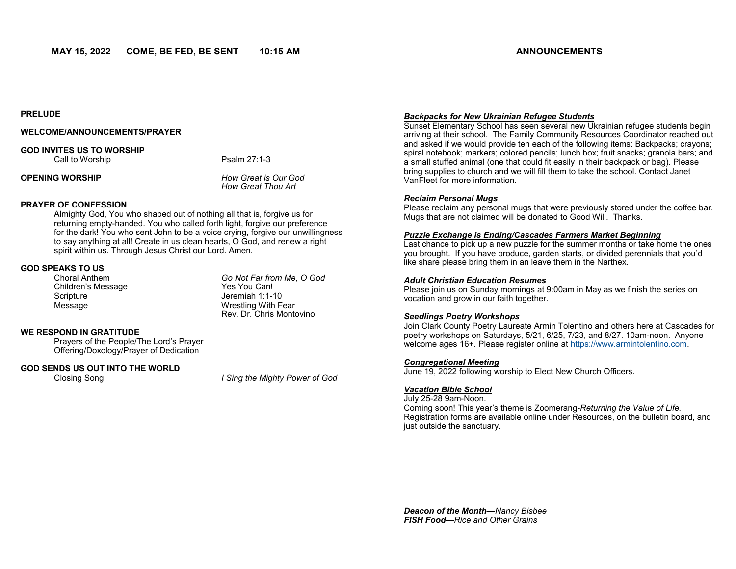**MAY 15, 2022 COME, BE FED, BE SENT 10:15 AM**

**PRELUDE**

**WELCOME/ANNOUNCEMENTS/PRAYER**

**GOD INVITES US TO WORSHIP**

Call to Worship — Psalm 27:1-3

**OPENING WORSHIP** — *How Great is Our God*
*How Great Thou Art*

**PRAYER OF CONFESSION**

Almighty God, You who shaped out of nothing all that is, forgive us for returning empty-handed. You who called forth light, forgive our preference for the dark! You who sent John to be a voice crying, forgive our unwillingness to say anything at all! Create in us clean hearts, O God, and renew a right spirit within us. Through Jesus Christ our Lord. Amen.

**GOD SPEAKS TO US**

Choral Anthem — *Go Not Far from Me, O God*
Children's Message — Yes You Can!
Scripture — Jeremiah 1:1-10
Message — Wrestling With Fear
Rev. Dr. Chris Montovino

**WE RESPOND IN GRATITUDE**

Prayers of the People/The Lord's Prayer
Offering/Doxology/Prayer of Dedication

**GOD SENDS US OUT INTO THE WORLD**

Closing Song — *I Sing the Mighty Power of God*

## ANNOUNCEMENTS

***Backpacks for New Ukrainian Refugee Students***
Sunset Elementary School has seen several new Ukrainian refugee students begin arriving at their school. The Family Community Resources Coordinator reached out and asked if we would provide ten each of the following items: Backpacks; crayons; spiral notebook; markers; colored pencils; lunch box; fruit snacks; granola bars; and a small stuffed animal (one that could fit easily in their backpack or bag). Please bring supplies to church and we will fill them to take the school. Contact Janet VanFleet for more information.

***Reclaim Personal Mugs***
Please reclaim any personal mugs that were previously stored under the coffee bar. Mugs that are not claimed will be donated to Good Will. Thanks.

***Puzzle Exchange is Ending/Cascades Farmers Market Beginning***
Last chance to pick up a new puzzle for the summer months or take home the ones you brought. If you have produce, garden starts, or divided perennials that you'd like share please bring them in an leave them in the Narthex.

***Adult Christian Education Resumes***
Please join us on Sunday mornings at 9:00am in May as we finish the series on vocation and grow in our faith together.

***Seedlings Poetry Workshops***
Join Clark County Poetry Laureate Armin Tolentino and others here at Cascades for poetry workshops on Saturdays, 5/21, 6/25, 7/23, and 8/27. 10am-noon. Anyone welcome ages 16+. Please register online at https://www.armintolentino.com.

***Congregational Meeting***
June 19, 2022 following worship to Elect New Church Officers.

***Vacation Bible School***
July 25-28 9am-Noon.
Coming soon! This year's theme is Zoomerang-*Returning the Value of Life.* Registration forms are available online under Resources, on the bulletin board, and just outside the sanctuary.

***Deacon of the Month—****Nancy Bisbee*
***FISH Food—****Rice and Other Grains*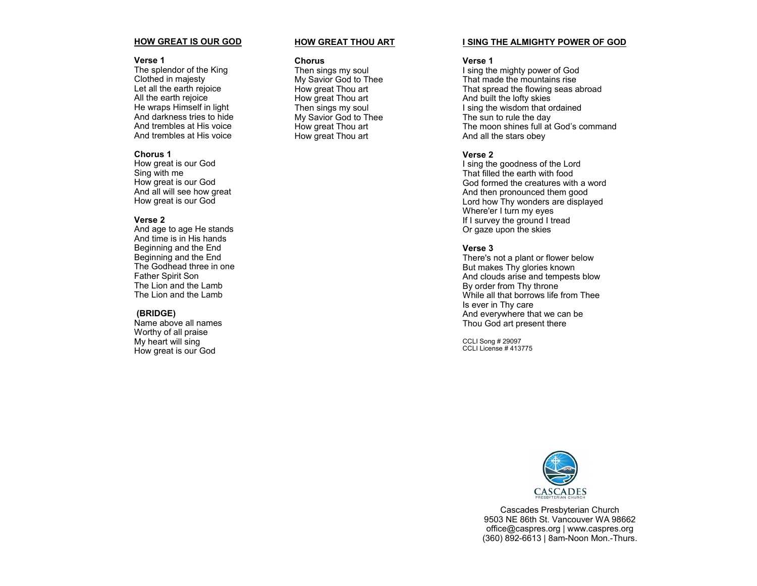## HOW GREAT IS OUR GOD

**Verse 1**
The splendor of the King
Clothed in majesty
Let all the earth rejoice
All the earth rejoice
He wraps Himself in light
And darkness tries to hide
And trembles at His voice
And trembles at His voice

**Chorus 1**
How great is our God
Sing with me
How great is our God
And all will see how great
How great is our God

**Verse 2**
And age to age He stands
And time is in His hands
Beginning and the End
Beginning and the End
The Godhead three in one
Father Spirit Son
The Lion and the Lamb
The Lion and the Lamb

**(BRIDGE)**
Name above all names
Worthy of all praise
My heart will sing
How great is our God

## HOW GREAT THOU ART

**Chorus**
Then sings my soul
My Savior God to Thee
How great Thou art
How great Thou art
Then sings my soul
My Savior God to Thee
How great Thou art
How great Thou art

## I SING THE ALMIGHTY POWER OF GOD

**Verse 1**
I sing the mighty power of God
That made the mountains rise
That spread the flowing seas abroad
And built the lofty skies
I sing the wisdom that ordained
The sun to rule the day
The moon shines full at God's command
And all the stars obey

**Verse 2**
I sing the goodness of the Lord
That filled the earth with food
God formed the creatures with a word
And then pronounced them good
Lord how Thy wonders are displayed
Where'er I turn my eyes
If I survey the ground I tread
Or gaze upon the skies

**Verse 3**
There's not a plant or flower below
But makes Thy glories known
And clouds arise and tempests blow
By order from Thy throne
While all that borrows life from Thee
Is ever in Thy care
And everywhere that we can be
Thou God art present there

CCLI Song # 29097
CCLI License # 413775

CASCADES
PRESBYTERIAN CHURCH

Cascades Presbyterian Church
9503 NE 86th St. Vancouver WA 98662
office@caspres.org | www.caspres.org
(360) 892-6613 | 8am-Noon Mon.-Thurs.